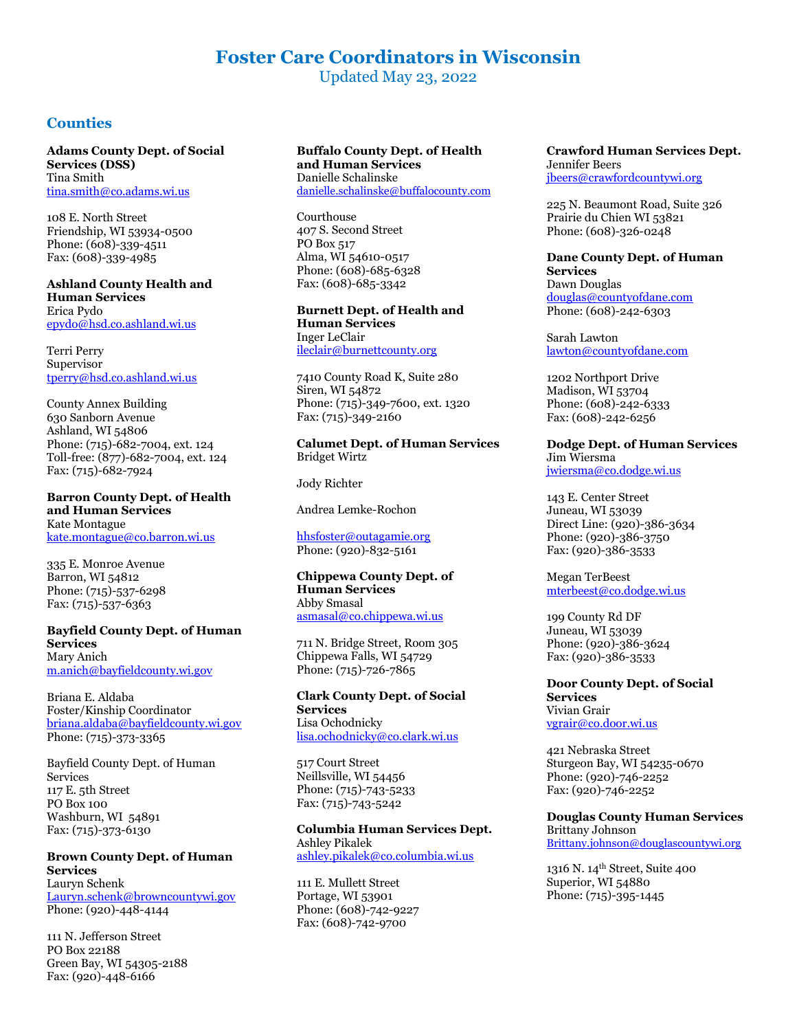# Foster Care Coordinators in Wisconsin

Updated May 23, 2022

## Counties

**Adams County Dept. of Social Services (DSS)**
Tina Smith
tina.smith@co.adams.wi.us

108 E. North Street
Friendship, WI 53934-0500
Phone: (608)-339-4511
Fax: (608)-339-4985

**Ashland County Health and Human Services**
Erica Pydo
epydo@hsd.co.ashland.wi.us

Terri Perry
Supervisor
tperry@hsd.co.ashland.wi.us

County Annex Building
630 Sanborn Avenue
Ashland, WI 54806
Phone: (715)-682-7004, ext. 124
Toll-free: (877)-682-7004, ext. 124
Fax: (715)-682-7924

**Barron County Dept. of Health and Human Services**
Kate Montague
kate.montague@co.barron.wi.us

335 E. Monroe Avenue
Barron, WI 54812
Phone: (715)-537-6298
Fax: (715)-537-6363

**Bayfield County Dept. of Human Services**
Mary Anich
m.anich@bayfieldcounty.wi.gov

Briana E. Aldaba
Foster/Kinship Coordinator
briana.aldaba@bayfieldcounty.wi.gov
Phone: (715)-373-3365

Bayfield County Dept. of Human Services
117 E. 5th Street
PO Box 100
Washburn, WI 54891
Fax: (715)-373-6130

**Brown County Dept. of Human Services**
Lauryn Schenk
Lauryn.schenk@browncountywi.gov
Phone: (920)-448-4144

111 N. Jefferson Street
PO Box 22188
Green Bay, WI 54305-2188
Fax: (920)-448-6166

**Buffalo County Dept. of Health and Human Services**
Danielle Schalinske
danielle.schalinske@buffalocounty.com

Courthouse
407 S. Second Street
PO Box 517
Alma, WI 54610-0517
Phone: (608)-685-6328
Fax: (608)-685-3342

**Burnett Dept. of Health and Human Services**
Inger LeClair
ileclair@burnettcounty.org

7410 County Road K, Suite 280
Siren, WI 54872
Phone: (715)-349-7600, ext. 1320
Fax: (715)-349-2160

**Calumet Dept. of Human Services**
Bridget Wirtz

Jody Richter

Andrea Lemke-Rochon

hhsfoster@outagamie.org
Phone: (920)-832-5161

**Chippewa County Dept. of Human Services**
Abby Smasal
asmasal@co.chippewa.wi.us

711 N. Bridge Street, Room 305
Chippewa Falls, WI 54729
Phone: (715)-726-7865

**Clark County Dept. of Social Services**
Lisa Ochodnicky
lisa.ochodnicky@co.clark.wi.us

517 Court Street
Neillsville, WI 54456
Phone: (715)-743-5233
Fax: (715)-743-5242

**Columbia Human Services Dept.**
Ashley Pikalek
ashley.pikalek@co.columbia.wi.us

111 E. Mullett Street
Portage, WI 53901
Phone: (608)-742-9227
Fax: (608)-742-9700

**Crawford Human Services Dept.**
Jennifer Beers
jbeers@crawfordcountywi.org

225 N. Beaumont Road, Suite 326
Prairie du Chien WI 53821
Phone: (608)-326-0248

**Dane County Dept. of Human Services**
Dawn Douglas
douglas@countyofdane.com
Phone: (608)-242-6303

Sarah Lawton
lawton@countyofdane.com

1202 Northport Drive
Madison, WI 53704
Phone: (608)-242-6333
Fax: (608)-242-6256

**Dodge Dept. of Human Services**
Jim Wiersma
jwiersma@co.dodge.wi.us

143 E. Center Street
Juneau, WI 53039
Direct Line: (920)-386-3634
Phone: (920)-386-3750
Fax: (920)-386-3533

Megan TerBeest
mterbeest@co.dodge.wi.us

199 County Rd DF
Juneau, WI 53039
Phone: (920)-386-3624
Fax: (920)-386-3533

**Door County Dept. of Social Services**
Vivian Grair
vgrair@co.door.wi.us

421 Nebraska Street
Sturgeon Bay, WI 54235-0670
Phone: (920)-746-2252
Fax: (920)-746-2252

**Douglas County Human Services**
Brittany Johnson
Brittany.johnson@douglascountywi.org

1316 N. 14th Street, Suite 400
Superior, WI 54880
Phone: (715)-395-1445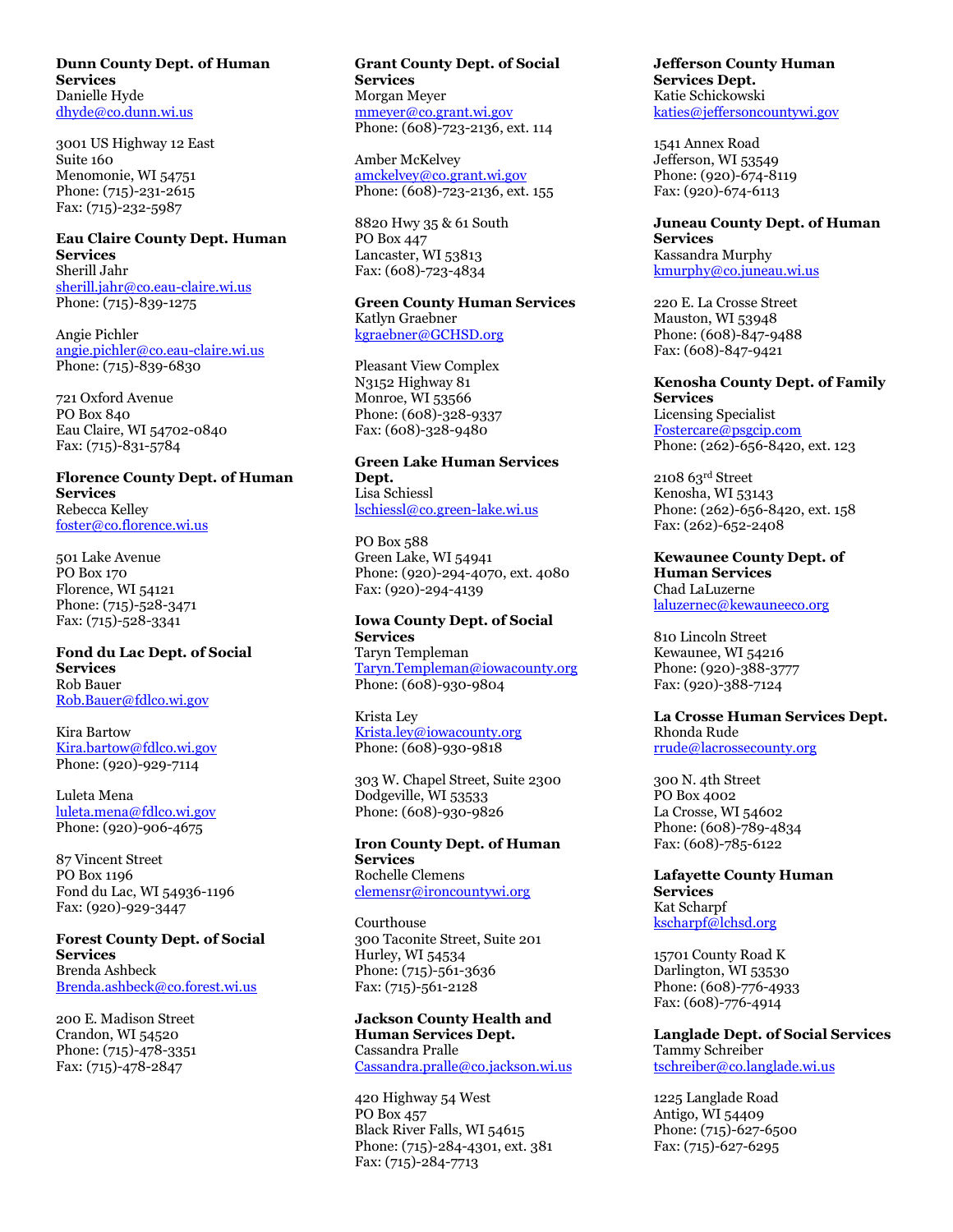**Dunn County Dept. of Human Services**
Danielle Hyde
dhyde@co.dunn.wi.us

3001 US Highway 12 East
Suite 160
Menomonie, WI 54751
Phone: (715)-231-2615
Fax: (715)-232-5987

**Eau Claire County Dept. Human Services**
Sherill Jahr
sherill.jahr@co.eau-claire.wi.us
Phone: (715)-839-1275

Angie Pichler
angie.pichler@co.eau-claire.wi.us
Phone: (715)-839-6830

721 Oxford Avenue
PO Box 840
Eau Claire, WI 54702-0840
Fax: (715)-831-5784

**Florence County Dept. of Human Services**
Rebecca Kelley
foster@co.florence.wi.us

501 Lake Avenue
PO Box 170
Florence, WI 54121
Phone: (715)-528-3471
Fax: (715)-528-3341

**Fond du Lac Dept. of Social Services**
Rob Bauer
Rob.Bauer@fdlco.wi.gov

Kira Bartow
Kira.bartow@fdlco.wi.gov
Phone: (920)-929-7114

Luleta Mena
luleta.mena@fdlco.wi.gov
Phone: (920)-906-4675

87 Vincent Street
PO Box 1196
Fond du Lac, WI 54936-1196
Fax: (920)-929-3447

**Forest County Dept. of Social Services**
Brenda Ashbeck
Brenda.ashbeck@co.forest.wi.us

200 E. Madison Street
Crandon, WI 54520
Phone: (715)-478-3351
Fax: (715)-478-2847

**Grant County Dept. of Social Services**
Morgan Meyer
mmeyer@co.grant.wi.gov
Phone: (608)-723-2136, ext. 114

Amber McKelvey
amckelvey@co.grant.wi.gov
Phone: (608)-723-2136, ext. 155

8820 Hwy 35 & 61 South
PO Box 447
Lancaster, WI 53813
Fax: (608)-723-4834

**Green County Human Services**
Katlyn Graebner
kgraebner@GCHSD.org

Pleasant View Complex
N3152 Highway 81
Monroe, WI 53566
Phone: (608)-328-9337
Fax: (608)-328-9480

**Green Lake Human Services Dept.**
Lisa Schiessl
lschiessl@co.green-lake.wi.us

PO Box 588
Green Lake, WI 54941
Phone: (920)-294-4070, ext. 4080
Fax: (920)-294-4139

**Iowa County Dept. of Social Services**
Taryn Templeman
Taryn.Templeman@iowacounty.org
Phone: (608)-930-9804

Krista Ley
Krista.ley@iowacounty.org
Phone: (608)-930-9818

303 W. Chapel Street, Suite 2300
Dodgeville, WI 53533
Phone: (608)-930-9826

**Iron County Dept. of Human Services**
Rochelle Clemens
clemensr@ironcountywi.org

Courthouse
300 Taconite Street, Suite 201
Hurley, WI 54534
Phone: (715)-561-3636
Fax: (715)-561-2128

**Jackson County Health and Human Services Dept.**
Cassandra Pralle
Cassandra.pralle@co.jackson.wi.us

420 Highway 54 West
PO Box 457
Black River Falls, WI 54615
Phone: (715)-284-4301, ext. 381
Fax: (715)-284-7713

**Jefferson County Human Services Dept.**
Katie Schickowski
katies@jeffersoncountywi.gov

1541 Annex Road
Jefferson, WI 53549
Phone: (920)-674-8119
Fax: (920)-674-6113

**Juneau County Dept. of Human Services**
Kassandra Murphy
kmurphy@co.juneau.wi.us

220 E. La Crosse Street
Mauston, WI 53948
Phone: (608)-847-9488
Fax: (608)-847-9421

**Kenosha County Dept. of Family Services**
Licensing Specialist
Fostercare@psgcip.com
Phone: (262)-656-8420, ext. 123

2108 63rd Street
Kenosha, WI 53143
Phone: (262)-656-8420, ext. 158
Fax: (262)-652-2408

**Kewaunee County Dept. of Human Services**
Chad LaLuzerne
laluzernec@kewauneeco.org

810 Lincoln Street
Kewaunee, WI 54216
Phone: (920)-388-3777
Fax: (920)-388-7124

**La Crosse Human Services Dept.**
Rhonda Rude
rrude@lacrossecounty.org

300 N. 4th Street
PO Box 4002
La Crosse, WI 54602
Phone: (608)-789-4834
Fax: (608)-785-6122

**Lafayette County Human Services**
Kat Scharpf
kscharpf@lchsd.org

15701 County Road K
Darlington, WI 53530
Phone: (608)-776-4933
Fax: (608)-776-4914

**Langlade Dept. of Social Services**
Tammy Schreiber
tschreiber@co.langlade.wi.us

1225 Langlade Road
Antigo, WI 54409
Phone: (715)-627-6500
Fax: (715)-627-6295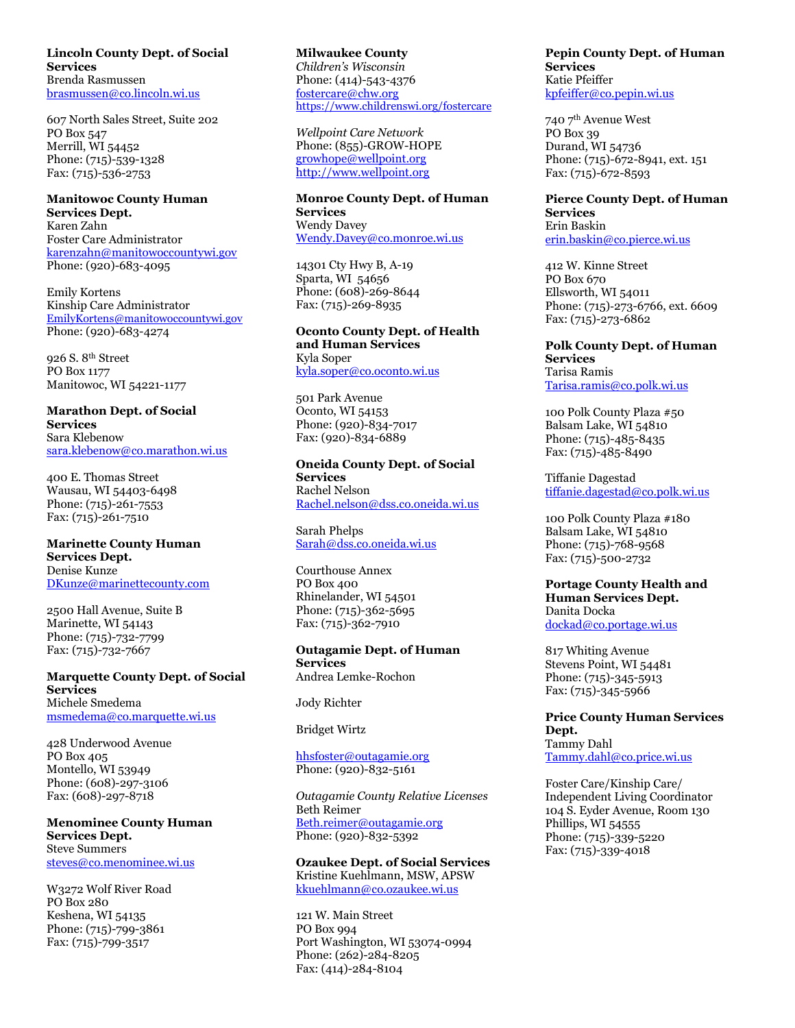**Lincoln County Dept. of Social Services**
Brenda Rasmussen
brasmussen@co.lincoln.wi.us

607 North Sales Street, Suite 202
PO Box 547
Merrill, WI 54452
Phone: (715)-539-1328
Fax: (715)-536-2753

**Manitowoc County Human Services Dept.**
Karen Zahn
Foster Care Administrator
karenzahn@manitowoccountywi.gov
Phone: (920)-683-4095

Emily Kortens
Kinship Care Administrator
EmilyKortens@manitowoccountywi.gov
Phone: (920)-683-4274

926 S. 8th Street
PO Box 1177
Manitowoc, WI 54221-1177

**Marathon Dept. of Social Services**
Sara Klebenow
sara.klebenow@co.marathon.wi.us

400 E. Thomas Street
Wausau, WI 54403-6498
Phone: (715)-261-7553
Fax: (715)-261-7510

**Marinette County Human Services Dept.**
Denise Kunze
DKunze@marinettecounty.com

2500 Hall Avenue, Suite B
Marinette, WI 54143
Phone: (715)-732-7799
Fax: (715)-732-7667

**Marquette County Dept. of Social Services**
Michele Smedema
msmedema@co.marquette.wi.us

428 Underwood Avenue
PO Box 405
Montello, WI 53949
Phone: (608)-297-3106
Fax: (608)-297-8718

**Menominee County Human Services Dept.**
Steve Summers
steves@co.menominee.wi.us

W3272 Wolf River Road
PO Box 280
Keshena, WI 54135
Phone: (715)-799-3861
Fax: (715)-799-3517

**Milwaukee County**
*Children's Wisconsin*
Phone: (414)-543-4376
fostercare@chw.org
https://www.childrenswi.org/fostercare

*Wellpoint Care Network*
Phone: (855)-GROW-HOPE
growhope@wellpoint.org
http://www.wellpoint.org

**Monroe County Dept. of Human Services**
Wendy Davey
Wendy.Davey@co.monroe.wi.us

14301 Cty Hwy B, A-19
Sparta, WI 54656
Phone: (608)-269-8644
Fax: (715)-269-8935

**Oconto County Dept. of Health and Human Services**
Kyla Soper
kyla.soper@co.oconto.wi.us

501 Park Avenue
Oconto, WI 54153
Phone: (920)-834-7017
Fax: (920)-834-6889

**Oneida County Dept. of Social Services**
Rachel Nelson
Rachel.nelson@dss.co.oneida.wi.us

Sarah Phelps
Sarah@dss.co.oneida.wi.us

Courthouse Annex
PO Box 400
Rhinelander, WI 54501
Phone: (715)-362-5695
Fax: (715)-362-7910

**Outagamie Dept. of Human Services**
Andrea Lemke-Rochon

Jody Richter

Bridget Wirtz

hhsfoster@outagamie.org
Phone: (920)-832-5161

*Outagamie County Relative Licenses*
Beth Reimer
Beth.reimer@outagamie.org
Phone: (920)-832-5392

**Ozaukee Dept. of Social Services**
Kristine Kuehlmann, MSW, APSW
kkuehlmann@co.ozaukee.wi.us

121 W. Main Street
PO Box 994
Port Washington, WI 53074-0994
Phone: (262)-284-8205
Fax: (414)-284-8104

**Pepin County Dept. of Human Services**
Katie Pfeiffer
kpfeiffer@co.pepin.wi.us

740 7th Avenue West
PO Box 39
Durand, WI 54736
Phone: (715)-672-8941, ext. 151
Fax: (715)-672-8593

**Pierce County Dept. of Human Services**
Erin Baskin
erin.baskin@co.pierce.wi.us

412 W. Kinne Street
PO Box 670
Ellsworth, WI 54011
Phone: (715)-273-6766, ext. 6609
Fax: (715)-273-6862

**Polk County Dept. of Human Services**
Tarisa Ramis
Tarisa.ramis@co.polk.wi.us

100 Polk County Plaza #50
Balsam Lake, WI 54810
Phone: (715)-485-8435
Fax: (715)-485-8490

Tiffanie Dagestad
tiffanie.dagestad@co.polk.wi.us

100 Polk County Plaza #180
Balsam Lake, WI 54810
Phone: (715)-768-9568
Fax: (715)-500-2732

**Portage County Health and Human Services Dept.**
Danita Docka
dockad@co.portage.wi.us

817 Whiting Avenue
Stevens Point, WI 54481
Phone: (715)-345-5913
Fax: (715)-345-5966

**Price County Human Services Dept.**
Tammy Dahl
Tammy.dahl@co.price.wi.us

Foster Care/Kinship Care/
Independent Living Coordinator
104 S. Eyder Avenue, Room 130
Phillips, WI 54555
Phone: (715)-339-5220
Fax: (715)-339-4018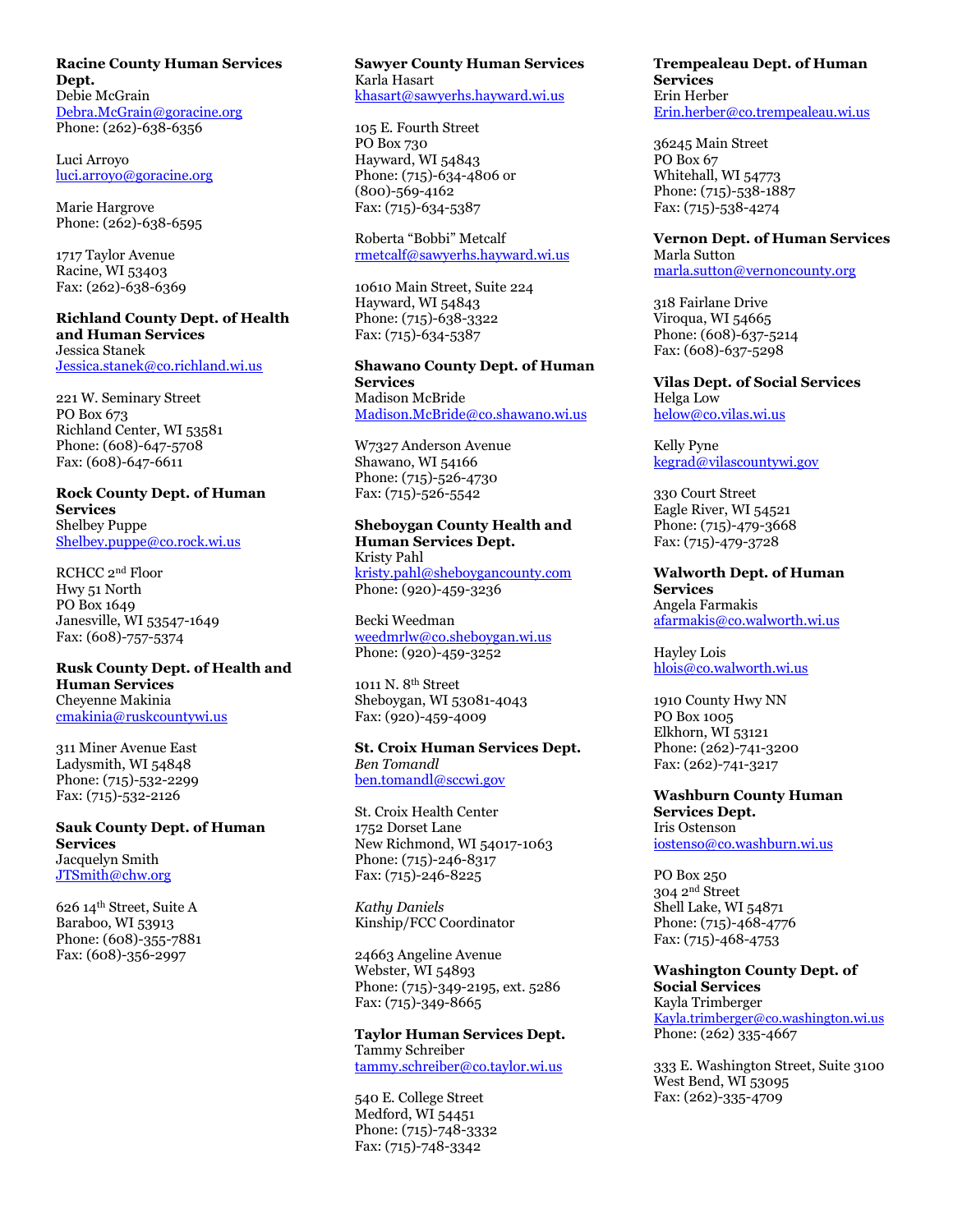**Racine County Human Services Dept.**
Debie McGrain
Debra.McGrain@goracine.org
Phone: (262)-638-6356

Luci Arroyo
luci.arroyo@goracine.org

Marie Hargrove
Phone: (262)-638-6595

1717 Taylor Avenue
Racine, WI 53403
Fax: (262)-638-6369

**Richland County Dept. of Health and Human Services**
Jessica Stanek
Jessica.stanek@co.richland.wi.us

221 W. Seminary Street
PO Box 673
Richland Center, WI 53581
Phone: (608)-647-5708
Fax: (608)-647-6611

**Rock County Dept. of Human Services**
Shelbey Puppe
Shelbey.puppe@co.rock.wi.us

RCHCC 2nd Floor
Hwy 51 North
PO Box 1649
Janesville, WI 53547-1649
Fax: (608)-757-5374

**Rusk County Dept. of Health and Human Services**
Cheyenne Makinia
cmakinia@ruskcountywi.us

311 Miner Avenue East
Ladysmith, WI 54848
Phone: (715)-532-2299
Fax: (715)-532-2126

**Sauk County Dept. of Human Services**
Jacquelyn Smith
JTSmith@chw.org

626 14th Street, Suite A
Baraboo, WI 53913
Phone: (608)-355-7881
Fax: (608)-356-2997

**Sawyer County Human Services**
Karla Hasart
khasart@sawyerhs.hayward.wi.us

105 E. Fourth Street
PO Box 730
Hayward, WI 54843
Phone: (715)-634-4806 or (800)-569-4162
Fax: (715)-634-5387

Roberta "Bobbi" Metcalf
rmetcalf@sawyerhs.hayward.wi.us

10610 Main Street, Suite 224
Hayward, WI 54843
Phone: (715)-638-3322
Fax: (715)-634-5387

**Shawano County Dept. of Human Services**
Madison McBride
Madison.McBride@co.shawano.wi.us

W7327 Anderson Avenue
Shawano, WI 54166
Phone: (715)-526-4730
Fax: (715)-526-5542

**Sheboygan County Health and Human Services Dept.**
Kristy Pahl
kristy.pahl@sheboygancounty.com
Phone: (920)-459-3236

Becki Weedman
weedmrlw@co.sheboygan.wi.us
Phone: (920)-459-3252

1011 N. 8th Street
Sheboygan, WI 53081-4043
Fax: (920)-459-4009

**St. Croix Human Services Dept.**
*Ben Tomandl*
ben.tomandl@sccwi.gov

St. Croix Health Center
1752 Dorset Lane
New Richmond, WI 54017-1063
Phone: (715)-246-8317
Fax: (715)-246-8225

*Kathy Daniels*
Kinship/FCC Coordinator

24663 Angeline Avenue
Webster, WI 54893
Phone: (715)-349-2195, ext. 5286
Fax: (715)-349-8665

**Taylor Human Services Dept.**
Tammy Schreiber
tammy.schreiber@co.taylor.wi.us

540 E. College Street
Medford, WI 54451
Phone: (715)-748-3332
Fax: (715)-748-3342

**Trempealeau Dept. of Human Services**
Erin Herber
Erin.herber@co.trempealeau.wi.us

36245 Main Street
PO Box 67
Whitehall, WI 54773
Phone: (715)-538-1887
Fax: (715)-538-4274

**Vernon Dept. of Human Services**
Marla Sutton
marla.sutton@vernoncounty.org

318 Fairlane Drive
Viroqua, WI 54665
Phone: (608)-637-5214
Fax: (608)-637-5298

**Vilas Dept. of Social Services**
Helga Low
helow@co.vilas.wi.us

Kelly Pyne
kegrad@vilascountywi.gov

330 Court Street
Eagle River, WI 54521
Phone: (715)-479-3668
Fax: (715)-479-3728

**Walworth Dept. of Human Services**
Angela Farmakis
afarmakis@co.walworth.wi.us

Hayley Lois
hlois@co.walworth.wi.us

1910 County Hwy NN
PO Box 1005
Elkhorn, WI 53121
Phone: (262)-741-3200
Fax: (262)-741-3217

**Washburn County Human Services Dept.**
Iris Ostenson
iostenso@co.washburn.wi.us

PO Box 250
304 2nd Street
Shell Lake, WI 54871
Phone: (715)-468-4776
Fax: (715)-468-4753

**Washington County Dept. of Social Services**
Kayla Trimberger
Kayla.trimberger@co.washington.wi.us
Phone: (262) 335-4667

333 E. Washington Street, Suite 3100
West Bend, WI 53095
Fax: (262)-335-4709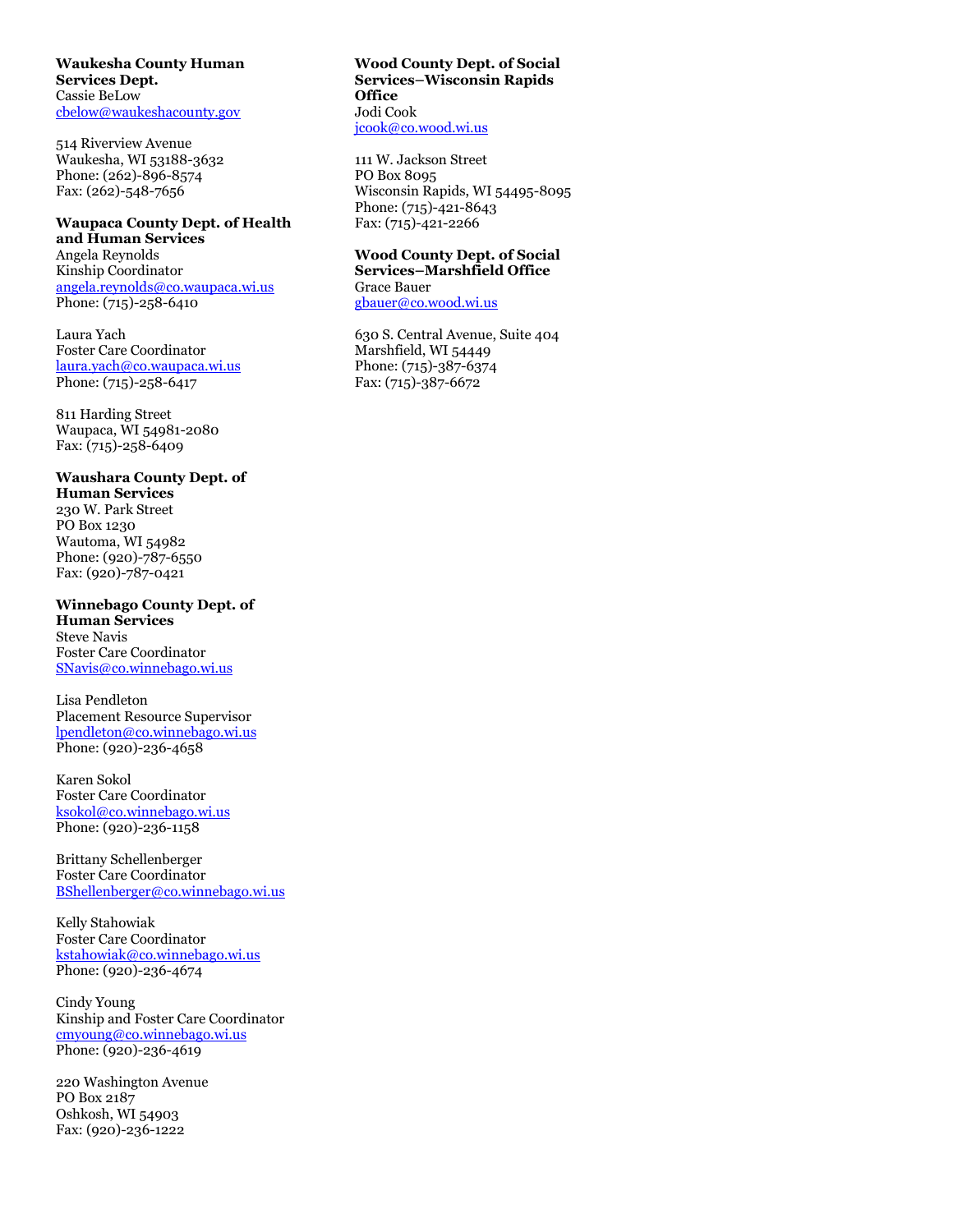**Waukesha County Human Services Dept.**
Cassie BeLow
cbelow@waukeshacounty.gov

514 Riverview Avenue
Waukesha, WI 53188-3632
Phone: (262)-896-8574
Fax: (262)-548-7656

**Waupaca County Dept. of Health and Human Services**
Angela Reynolds
Kinship Coordinator
angela.reynolds@co.waupaca.wi.us
Phone: (715)-258-6410

Laura Yach
Foster Care Coordinator
laura.yach@co.waupaca.wi.us
Phone: (715)-258-6417

811 Harding Street
Waupaca, WI 54981-2080
Fax: (715)-258-6409

**Waushara County Dept. of Human Services**
230 W. Park Street
PO Box 1230
Wautoma, WI 54982
Phone: (920)-787-6550
Fax: (920)-787-0421

**Winnebago County Dept. of Human Services**
Steve Navis
Foster Care Coordinator
SNavis@co.winnebago.wi.us

Lisa Pendleton
Placement Resource Supervisor
lpendleton@co.winnebago.wi.us
Phone: (920)-236-4658

Karen Sokol
Foster Care Coordinator
ksokol@co.winnebago.wi.us
Phone: (920)-236-1158

Brittany Schellenberger
Foster Care Coordinator
BShellenberger@co.winnebago.wi.us

Kelly Stahowiak
Foster Care Coordinator
kstahowiak@co.winnebago.wi.us
Phone: (920)-236-4674

Cindy Young
Kinship and Foster Care Coordinator
cmyoung@co.winnebago.wi.us
Phone: (920)-236-4619

220 Washington Avenue
PO Box 2187
Oshkosh, WI 54903
Fax: (920)-236-1222

**Wood County Dept. of Social Services–Wisconsin Rapids Office**
Jodi Cook
jcook@co.wood.wi.us

111 W. Jackson Street
PO Box 8095
Wisconsin Rapids, WI 54495-8095
Phone: (715)-421-8643
Fax: (715)-421-2266

**Wood County Dept. of Social Services–Marshfield Office**
Grace Bauer
gbauer@co.wood.wi.us

630 S. Central Avenue, Suite 404
Marshfield, WI 54449
Phone: (715)-387-6374
Fax: (715)-387-6672